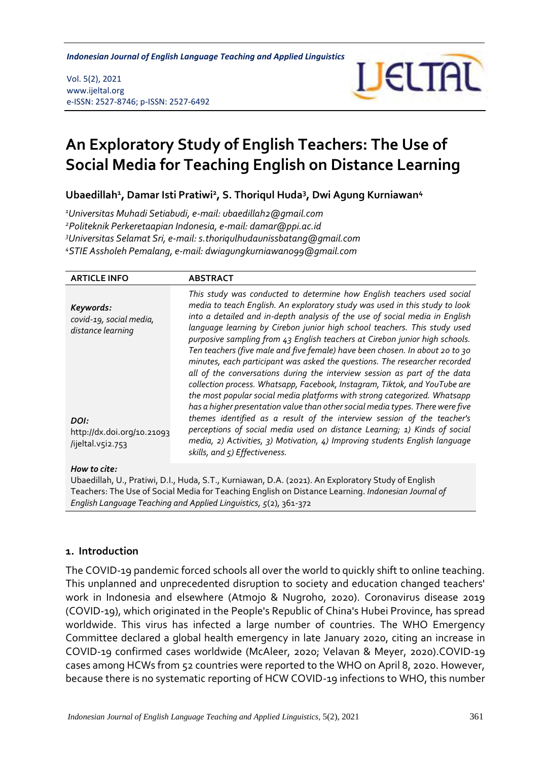# An Exploratory Study of English Teachers: The Use of Social Media for Teaching English on Distance Learning

**Ubaedillah[1], Damar Isti Pratiwi[2], S. Thoriqul Huda[3], Dwi Agung Kurniawan[4]**

*[1]Universitas Muhadi Setiabudi, e-mail: ubaedillah2@gmail.com*
*[2]Politeknik Perkeretaapian Indonesia, e-mail: damar@ppi.ac.id*
*[3]Universitas Selamat Sri, e-mail: s.thoriqulhudaunissbatang@gmail.com*
*[4]STIE Assholeh Pemalang, e-mail: dwiagungkurniawan099@gmail.com*

| ARTICLE INFO | ABSTRACT |
|---|---|
| ***Keywords:*** *covid-19, social media, distance learning* <br><br> ***DOI:*** http://dx.doi.org/10.21093/ijeltal.v5i2.753 | *This study was conducted to determine how English teachers used social media to teach English. An exploratory study was used in this study to look into a detailed and in-depth analysis of the use of social media in English language learning by Cirebon junior high school teachers. This study used purposive sampling from 43 English teachers at Cirebon junior high schools. Ten teachers (five male and five female) have been chosen. In about 20 to 30 minutes, each participant was asked the questions. The researcher recorded all of the conversations during the interview session as part of the data collection process. Whatsapp, Facebook, Instagram, Tiktok, and YouTube are the most popular social media platforms with strong categorized. Whatsapp has a higher presentation value than other social media types. There were five themes identified as a result of the interview session of the teacher's perceptions of social media used on distance Learning; 1) Kinds of social media, 2) Activities, 3) Motivation, 4) Improving students English language skills, and 5) Effectiveness.* |

***How to cite:***
Ubaedillah, U., Pratiwi, D.I., Huda, S.T., Kurniawan, D.A. (2021). An Exploratory Study of English Teachers: The Use of Social Media for Teaching English on Distance Learning. *Indonesian Journal of English Language Teaching and Applied Linguistics, 5*(2), 361-372

## 1. Introduction

The COVID-19 pandemic forced schools all over the world to quickly shift to online teaching. This unplanned and unprecedented disruption to society and education changed teachers' work in Indonesia and elsewhere (Atmojo & Nugroho, 2020). Coronavirus disease 2019 (COVID-19), which originated in the People's Republic of China's Hubei Province, has spread worldwide. This virus has infected a large number of countries. The WHO Emergency Committee declared a global health emergency in late January 2020, citing an increase in COVID-19 confirmed cases worldwide (McAleer, 2020; Velavan & Meyer, 2020).COVID-19 cases among HCWs from 52 countries were reported to the WHO on April 8, 2020. However, because there is no systematic reporting of HCW COVID-19 infections to WHO, this number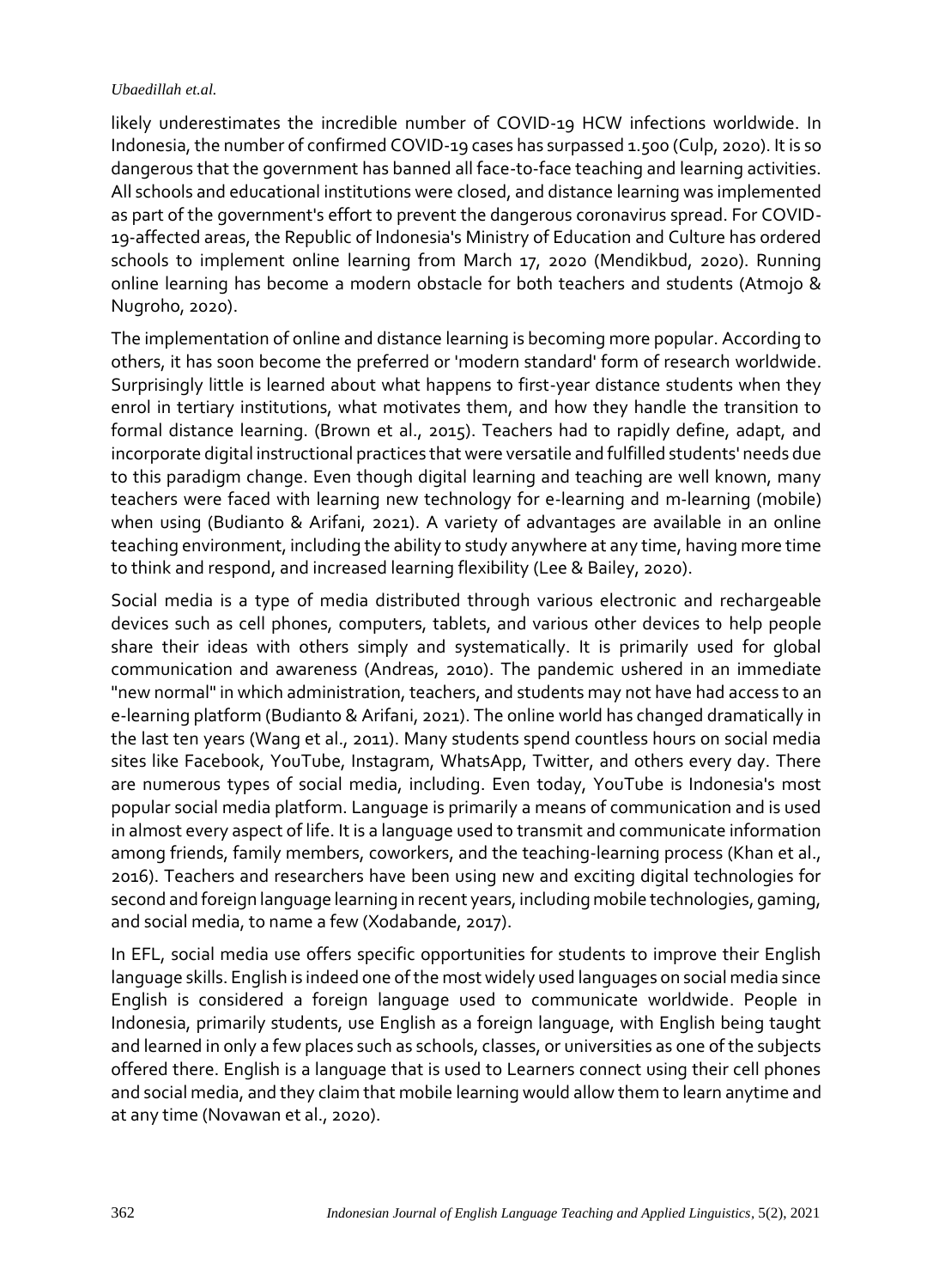likely underestimates the incredible number of COVID-19 HCW infections worldwide. In Indonesia, the number of confirmed COVID-19 cases has surpassed 1.500 (Culp, 2020). It is so dangerous that the government has banned all face-to-face teaching and learning activities. All schools and educational institutions were closed, and distance learning was implemented as part of the government's effort to prevent the dangerous coronavirus spread. For COVID-19-affected areas, the Republic of Indonesia's Ministry of Education and Culture has ordered schools to implement online learning from March 17, 2020 (Mendikbud, 2020). Running online learning has become a modern obstacle for both teachers and students (Atmojo & Nugroho, 2020).

The implementation of online and distance learning is becoming more popular. According to others, it has soon become the preferred or 'modern standard' form of research worldwide. Surprisingly little is learned about what happens to first-year distance students when they enrol in tertiary institutions, what motivates them, and how they handle the transition to formal distance learning. (Brown et al., 2015). Teachers had to rapidly define, adapt, and incorporate digital instructional practices that were versatile and fulfilled students' needs due to this paradigm change. Even though digital learning and teaching are well known, many teachers were faced with learning new technology for e-learning and m-learning (mobile) when using (Budianto & Arifani, 2021). A variety of advantages are available in an online teaching environment, including the ability to study anywhere at any time, having more time to think and respond, and increased learning flexibility (Lee & Bailey, 2020).

Social media is a type of media distributed through various electronic and rechargeable devices such as cell phones, computers, tablets, and various other devices to help people share their ideas with others simply and systematically. It is primarily used for global communication and awareness (Andreas, 2010). The pandemic ushered in an immediate "new normal" in which administration, teachers, and students may not have had access to an e-learning platform (Budianto & Arifani, 2021). The online world has changed dramatically in the last ten years (Wang et al., 2011). Many students spend countless hours on social media sites like Facebook, YouTube, Instagram, WhatsApp, Twitter, and others every day. There are numerous types of social media, including. Even today, YouTube is Indonesia's most popular social media platform. Language is primarily a means of communication and is used in almost every aspect of life. It is a language used to transmit and communicate information among friends, family members, coworkers, and the teaching-learning process (Khan et al., 2016). Teachers and researchers have been using new and exciting digital technologies for second and foreign language learning in recent years, including mobile technologies, gaming, and social media, to name a few (Xodabande, 2017).

In EFL, social media use offers specific opportunities for students to improve their English language skills. English is indeed one of the most widely used languages on social media since English is considered a foreign language used to communicate worldwide. People in Indonesia, primarily students, use English as a foreign language, with English being taught and learned in only a few places such as schools, classes, or universities as one of the subjects offered there. English is a language that is used to Learners connect using their cell phones and social media, and they claim that mobile learning would allow them to learn anytime and at any time (Novawan et al., 2020).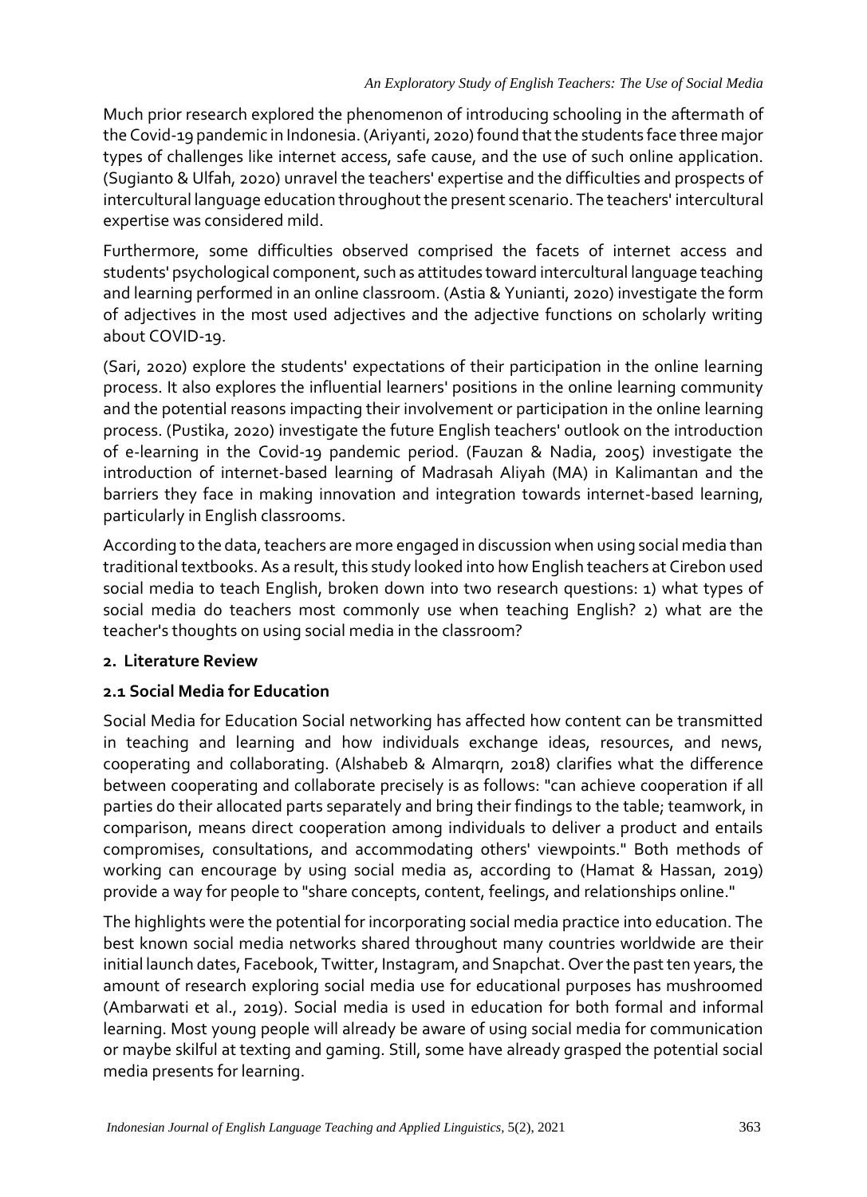Much prior research explored the phenomenon of introducing schooling in the aftermath of the Covid-19 pandemic in Indonesia. (Ariyanti, 2020) found that the students face three major types of challenges like internet access, safe cause, and the use of such online application. (Sugianto & Ulfah, 2020) unravel the teachers' expertise and the difficulties and prospects of intercultural language education throughout the present scenario. The teachers' intercultural expertise was considered mild.

Furthermore, some difficulties observed comprised the facets of internet access and students' psychological component, such as attitudes toward intercultural language teaching and learning performed in an online classroom. (Astia & Yunianti, 2020) investigate the form of adjectives in the most used adjectives and the adjective functions on scholarly writing about COVID-19.

(Sari, 2020) explore the students' expectations of their participation in the online learning process. It also explores the influential learners' positions in the online learning community and the potential reasons impacting their involvement or participation in the online learning process. (Pustika, 2020) investigate the future English teachers' outlook on the introduction of e-learning in the Covid-19 pandemic period. (Fauzan & Nadia, 2005) investigate the introduction of internet-based learning of Madrasah Aliyah (MA) in Kalimantan and the barriers they face in making innovation and integration towards internet-based learning, particularly in English classrooms.

According to the data, teachers are more engaged in discussion when using social media than traditional textbooks. As a result, this study looked into how English teachers at Cirebon used social media to teach English, broken down into two research questions: 1) what types of social media do teachers most commonly use when teaching English? 2) what are the teacher's thoughts on using social media in the classroom?

## 2. Literature Review

### 2.1 Social Media for Education

Social Media for Education Social networking has affected how content can be transmitted in teaching and learning and how individuals exchange ideas, resources, and news, cooperating and collaborating. (Alshabeb & Almarqrn, 2018) clarifies what the difference between cooperating and collaborate precisely is as follows: "can achieve cooperation if all parties do their allocated parts separately and bring their findings to the table; teamwork, in comparison, means direct cooperation among individuals to deliver a product and entails compromises, consultations, and accommodating others' viewpoints." Both methods of working can encourage by using social media as, according to (Hamat & Hassan, 2019) provide a way for people to "share concepts, content, feelings, and relationships online."

The highlights were the potential for incorporating social media practice into education. The best known social media networks shared throughout many countries worldwide are their initial launch dates, Facebook, Twitter, Instagram, and Snapchat. Over the past ten years, the amount of research exploring social media use for educational purposes has mushroomed (Ambarwati et al., 2019). Social media is used in education for both formal and informal learning. Most young people will already be aware of using social media for communication or maybe skilful at texting and gaming. Still, some have already grasped the potential social media presents for learning.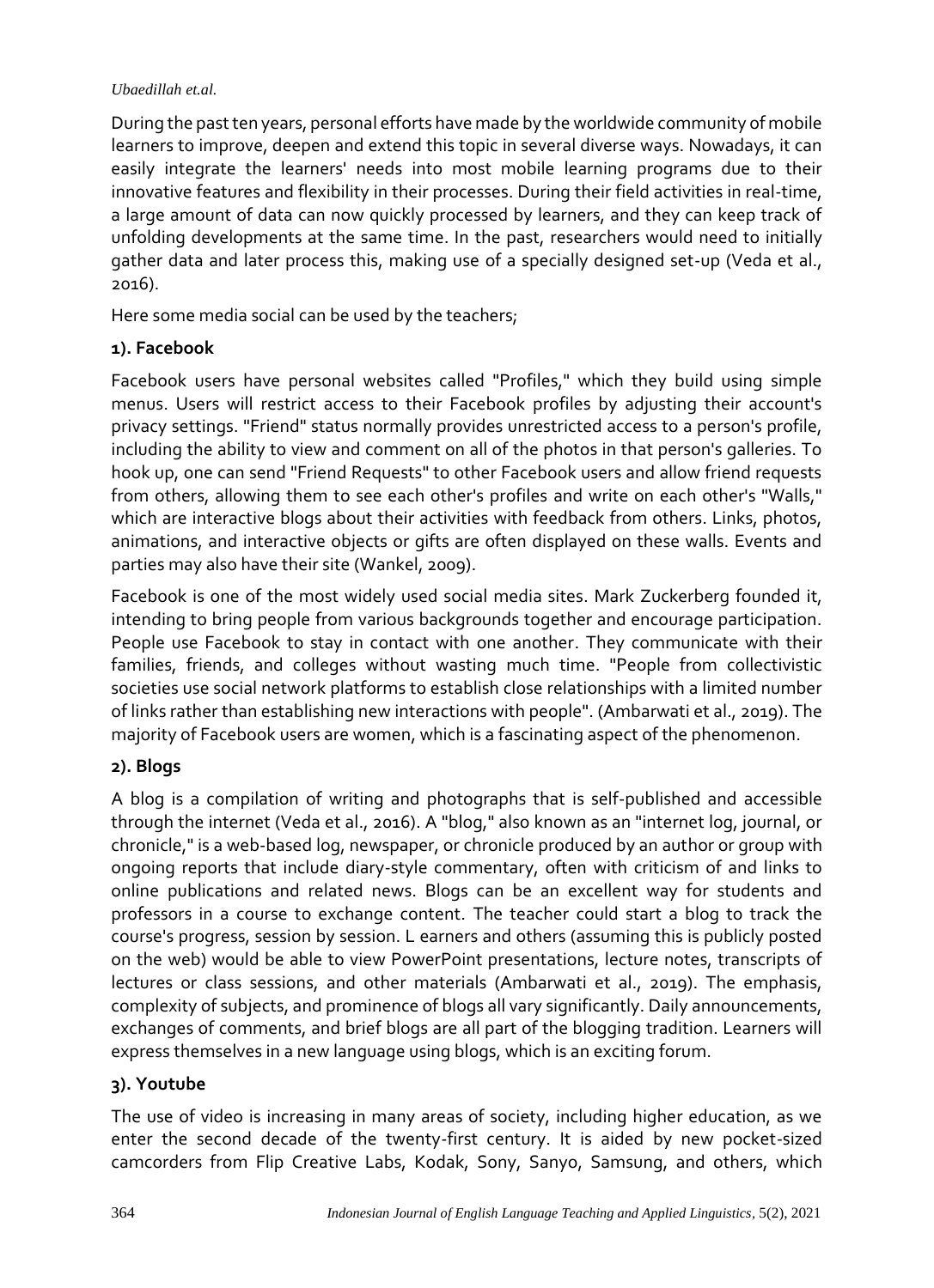During the past ten years, personal efforts have made by the worldwide community of mobile learners to improve, deepen and extend this topic in several diverse ways. Nowadays, it can easily integrate the learners' needs into most mobile learning programs due to their innovative features and flexibility in their processes. During their field activities in real-time, a large amount of data can now quickly processed by learners, and they can keep track of unfolding developments at the same time. In the past, researchers would need to initially gather data and later process this, making use of a specially designed set-up (Veda et al., 2016).

Here some media social can be used by the teachers;

**1). Facebook**

Facebook users have personal websites called "Profiles," which they build using simple menus. Users will restrict access to their Facebook profiles by adjusting their account's privacy settings. "Friend" status normally provides unrestricted access to a person's profile, including the ability to view and comment on all of the photos in that person's galleries. To hook up, one can send "Friend Requests" to other Facebook users and allow friend requests from others, allowing them to see each other's profiles and write on each other's "Walls," which are interactive blogs about their activities with feedback from others. Links, photos, animations, and interactive objects or gifts are often displayed on these walls. Events and parties may also have their site (Wankel, 2009).

Facebook is one of the most widely used social media sites. Mark Zuckerberg founded it, intending to bring people from various backgrounds together and encourage participation. People use Facebook to stay in contact with one another. They communicate with their families, friends, and colleges without wasting much time. "People from collectivistic societies use social network platforms to establish close relationships with a limited number of links rather than establishing new interactions with people". (Ambarwati et al., 2019). The majority of Facebook users are women, which is a fascinating aspect of the phenomenon.

**2). Blogs**

A blog is a compilation of writing and photographs that is self-published and accessible through the internet (Veda et al., 2016). A "blog," also known as an "internet log, journal, or chronicle," is a web-based log, newspaper, or chronicle produced by an author or group with ongoing reports that include diary-style commentary, often with criticism of and links to online publications and related news. Blogs can be an excellent way for students and professors in a course to exchange content. The teacher could start a blog to track the course's progress, session by session. L earners and others (assuming this is publicly posted on the web) would be able to view PowerPoint presentations, lecture notes, transcripts of lectures or class sessions, and other materials (Ambarwati et al., 2019). The emphasis, complexity of subjects, and prominence of blogs all vary significantly. Daily announcements, exchanges of comments, and brief blogs are all part of the blogging tradition. Learners will express themselves in a new language using blogs, which is an exciting forum.

**3). Youtube**

The use of video is increasing in many areas of society, including higher education, as we enter the second decade of the twenty-first century. It is aided by new pocket-sized camcorders from Flip Creative Labs, Kodak, Sony, Sanyo, Samsung, and others, which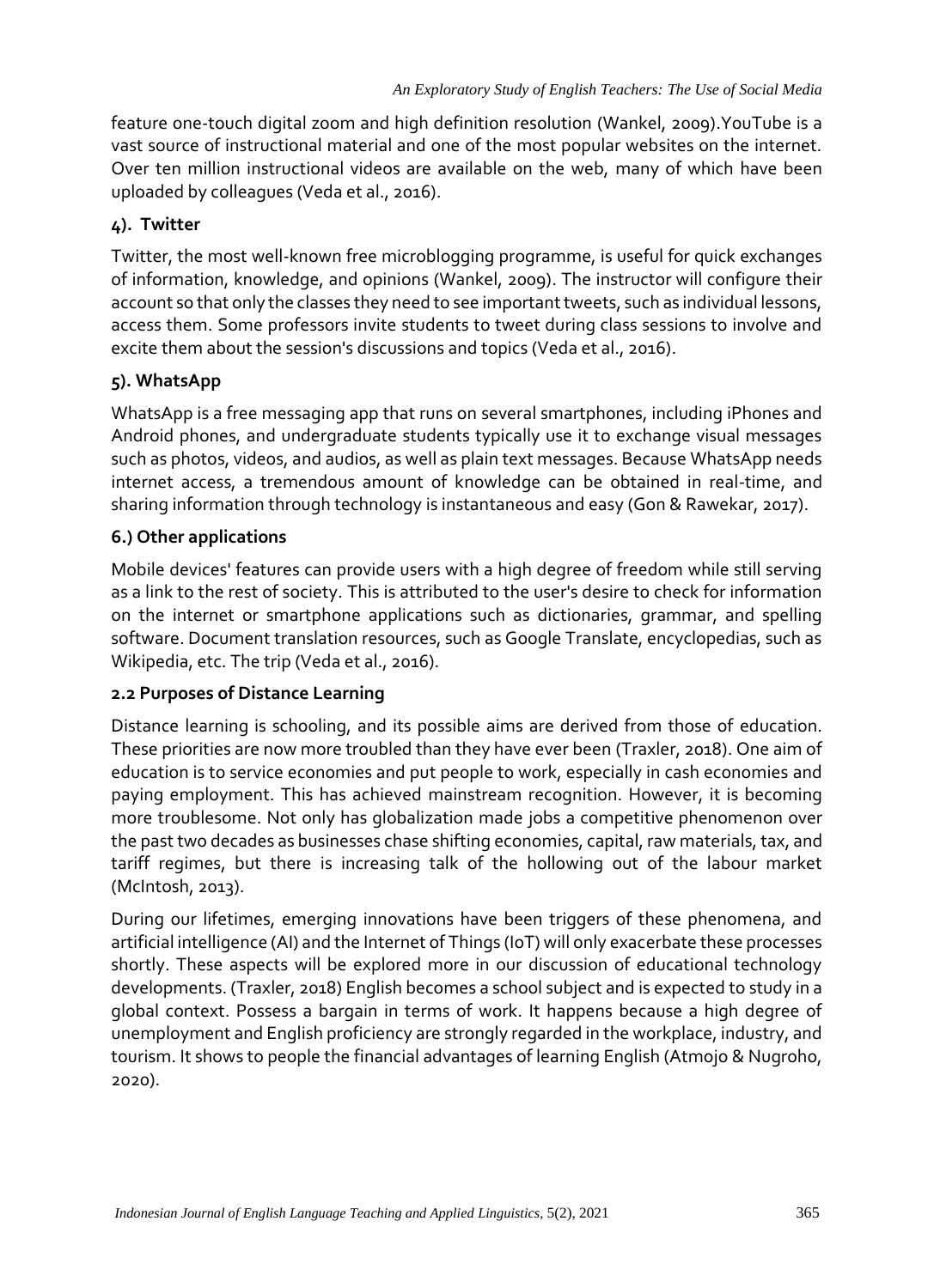feature one-touch digital zoom and high definition resolution (Wankel, 2009).YouTube is a vast source of instructional material and one of the most popular websites on the internet. Over ten million instructional videos are available on the web, many of which have been uploaded by colleagues (Veda et al., 2016).

### 4). Twitter

Twitter, the most well-known free microblogging programme, is useful for quick exchanges of information, knowledge, and opinions (Wankel, 2009). The instructor will configure their account so that only the classes they need to see important tweets, such as individual lessons, access them. Some professors invite students to tweet during class sessions to involve and excite them about the session's discussions and topics (Veda et al., 2016).

### 5). WhatsApp

WhatsApp is a free messaging app that runs on several smartphones, including iPhones and Android phones, and undergraduate students typically use it to exchange visual messages such as photos, videos, and audios, as well as plain text messages. Because WhatsApp needs internet access, a tremendous amount of knowledge can be obtained in real-time, and sharing information through technology is instantaneous and easy (Gon & Rawekar, 2017).

### 6.) Other applications

Mobile devices' features can provide users with a high degree of freedom while still serving as a link to the rest of society. This is attributed to the user's desire to check for information on the internet or smartphone applications such as dictionaries, grammar, and spelling software. Document translation resources, such as Google Translate, encyclopedias, such as Wikipedia, etc. The trip (Veda et al., 2016).

## 2.2 Purposes of Distance Learning

Distance learning is schooling, and its possible aims are derived from those of education. These priorities are now more troubled than they have ever been (Traxler, 2018). One aim of education is to service economies and put people to work, especially in cash economies and paying employment. This has achieved mainstream recognition. However, it is becoming more troublesome. Not only has globalization made jobs a competitive phenomenon over the past two decades as businesses chase shifting economies, capital, raw materials, tax, and tariff regimes, but there is increasing talk of the hollowing out of the labour market (McIntosh, 2013).

During our lifetimes, emerging innovations have been triggers of these phenomena, and artificial intelligence (AI) and the Internet of Things (IoT) will only exacerbate these processes shortly. These aspects will be explored more in our discussion of educational technology developments. (Traxler, 2018) English becomes a school subject and is expected to study in a global context. Possess a bargain in terms of work. It happens because a high degree of unemployment and English proficiency are strongly regarded in the workplace, industry, and tourism. It shows to people the financial advantages of learning English (Atmojo & Nugroho, 2020).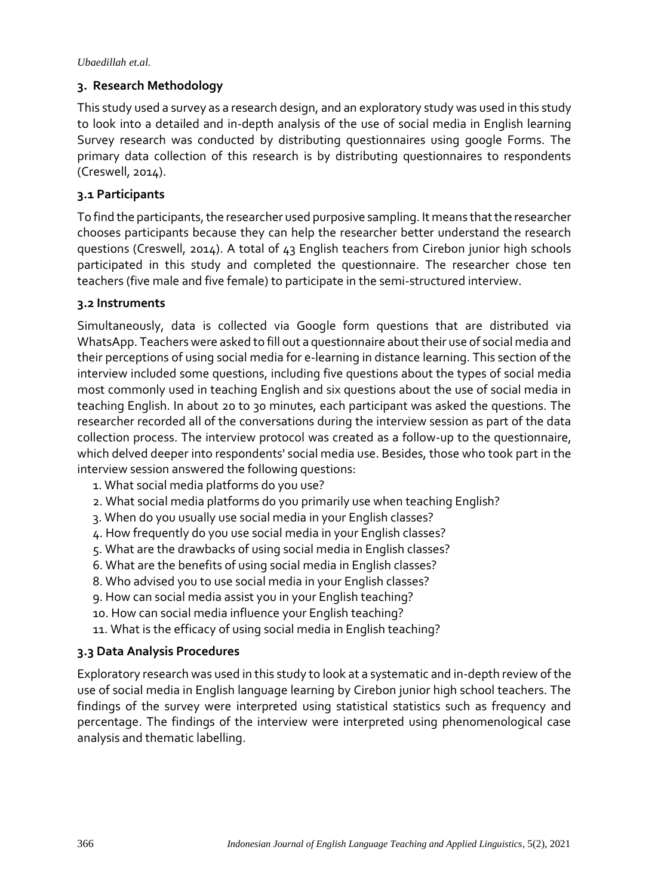## 3. Research Methodology

This study used a survey as a research design, and an exploratory study was used in this study to look into a detailed and in-depth analysis of the use of social media in English learning Survey research was conducted by distributing questionnaires using google Forms. The primary data collection of this research is by distributing questionnaires to respondents (Creswell, 2014).

### 3.1 Participants

To find the participants, the researcher used purposive sampling. It means that the researcher chooses participants because they can help the researcher better understand the research questions (Creswell, 2014). A total of 43 English teachers from Cirebon junior high schools participated in this study and completed the questionnaire. The researcher chose ten teachers (five male and five female) to participate in the semi-structured interview.

### 3.2 Instruments

Simultaneously, data is collected via Google form questions that are distributed via WhatsApp. Teachers were asked to fill out a questionnaire about their use of social media and their perceptions of using social media for e-learning in distance learning. This section of the interview included some questions, including five questions about the types of social media most commonly used in teaching English and six questions about the use of social media in teaching English. In about 20 to 30 minutes, each participant was asked the questions. The researcher recorded all of the conversations during the interview session as part of the data collection process. The interview protocol was created as a follow-up to the questionnaire, which delved deeper into respondents' social media use. Besides, those who took part in the interview session answered the following questions:

1. What social media platforms do you use?
2. What social media platforms do you primarily use when teaching English?
3. When do you usually use social media in your English classes?
4. How frequently do you use social media in your English classes?
5. What are the drawbacks of using social media in English classes?
6. What are the benefits of using social media in English classes?
8. Who advised you to use social media in your English classes?
9. How can social media assist you in your English teaching?
10. How can social media influence your English teaching?
11. What is the efficacy of using social media in English teaching?

### 3.3 Data Analysis Procedures

Exploratory research was used in this study to look at a systematic and in-depth review of the use of social media in English language learning by Cirebon junior high school teachers. The findings of the survey were interpreted using statistical statistics such as frequency and percentage. The findings of the interview were interpreted using phenomenological case analysis and thematic labelling.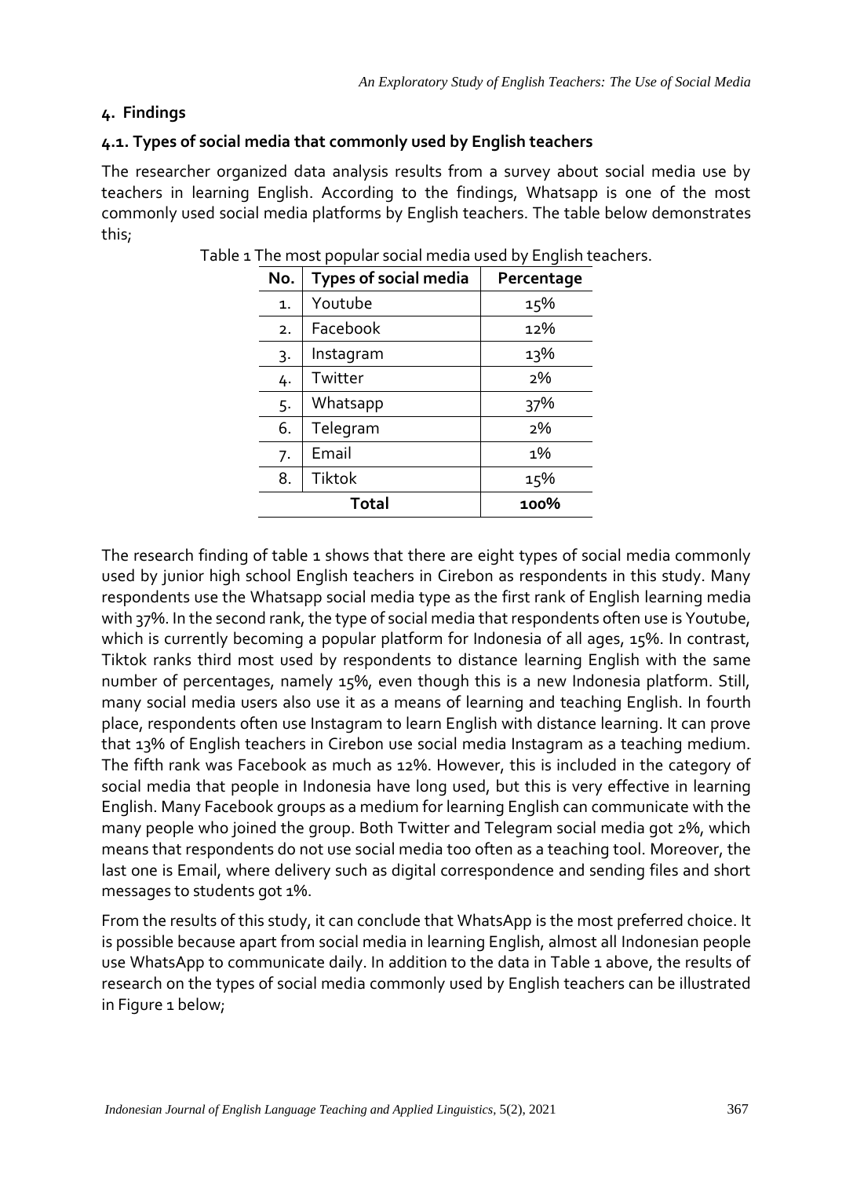## 4. Findings

### 4.1. Types of social media that commonly used by English teachers

The researcher organized data analysis results from a survey about social media use by teachers in learning English. According to the findings, Whatsapp is one of the most commonly used social media platforms by English teachers. The table below demonstrates this;

Table 1 The most popular social media used by English teachers.

| No. | Types of social media | Percentage |
|---|---|---|
| 1. | Youtube | 15% |
| 2. | Facebook | 12% |
| 3. | Instagram | 13% |
| 4. | Twitter | 2% |
| 5. | Whatsapp | 37% |
| 6. | Telegram | 2% |
| 7. | Email | 1% |
| 8. | Tiktok | 15% |
| **Total** | | **100%** |

The research finding of table 1 shows that there are eight types of social media commonly used by junior high school English teachers in Cirebon as respondents in this study. Many respondents use the Whatsapp social media type as the first rank of English learning media with 37%. In the second rank, the type of social media that respondents often use is Youtube, which is currently becoming a popular platform for Indonesia of all ages, 15%. In contrast, Tiktok ranks third most used by respondents to distance learning English with the same number of percentages, namely 15%, even though this is a new Indonesia platform. Still, many social media users also use it as a means of learning and teaching English. In fourth place, respondents often use Instagram to learn English with distance learning. It can prove that 13% of English teachers in Cirebon use social media Instagram as a teaching medium. The fifth rank was Facebook as much as 12%. However, this is included in the category of social media that people in Indonesia have long used, but this is very effective in learning English. Many Facebook groups as a medium for learning English can communicate with the many people who joined the group. Both Twitter and Telegram social media got 2%, which means that respondents do not use social media too often as a teaching tool. Moreover, the last one is Email, where delivery such as digital correspondence and sending files and short messages to students got 1%.

From the results of this study, it can conclude that WhatsApp is the most preferred choice. It is possible because apart from social media in learning English, almost all Indonesian people use WhatsApp to communicate daily. In addition to the data in Table 1 above, the results of research on the types of social media commonly used by English teachers can be illustrated in Figure 1 below;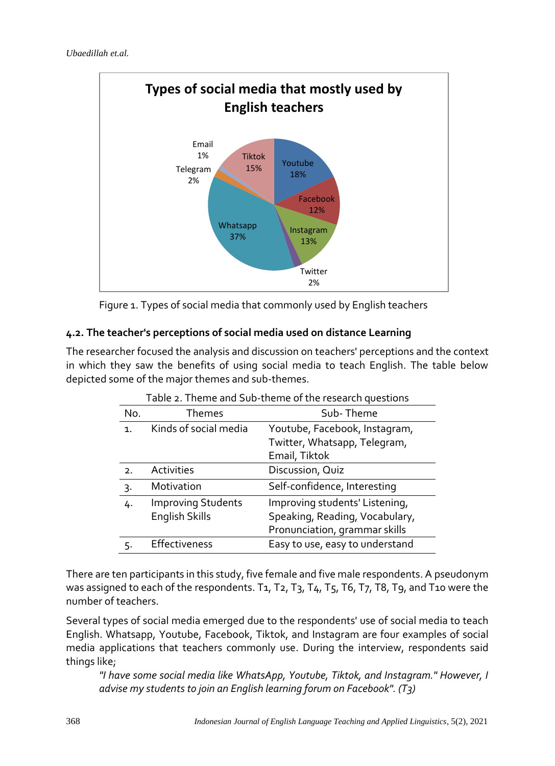Figure 1. Types of social media that commonly used by English teachers

### 4.2. The teacher's perceptions of social media used on distance Learning

The researcher focused the analysis and discussion on teachers' perceptions and the context in which they saw the benefits of using social media to teach English. The table below depicted some of the major themes and sub-themes.

Table 2. Theme and Sub-theme of the research questions

| No. | Themes | Sub- Theme |
|---|---|---|
| 1. | Kinds of social media | Youtube, Facebook, Instagram, Twitter, Whatsapp, Telegram, Email, Tiktok |
| 2. | Activities | Discussion, Quiz |
| 3. | Motivation | Self-confidence, Interesting |
| 4. | Improving Students English Skills | Improving students' Listening, Speaking, Reading, Vocabulary, Pronunciation, grammar skills |
| 5. | Effectiveness | Easy to use, easy to understand |

There are ten participants in this study, five female and five male respondents. A pseudonym was assigned to each of the respondents. T1, T2, T3, T4, T5, T6, T7, T8, T9, and T10 were the number of teachers.

Several types of social media emerged due to the respondents' use of social media to teach English. Whatsapp, Youtube, Facebook, Tiktok, and Instagram are four examples of social media applications that teachers commonly use. During the interview, respondents said things like;

> *"I have some social media like WhatsApp, Youtube, Tiktok, and Instagram." However, I advise my students to join an English learning forum on Facebook". (T3)*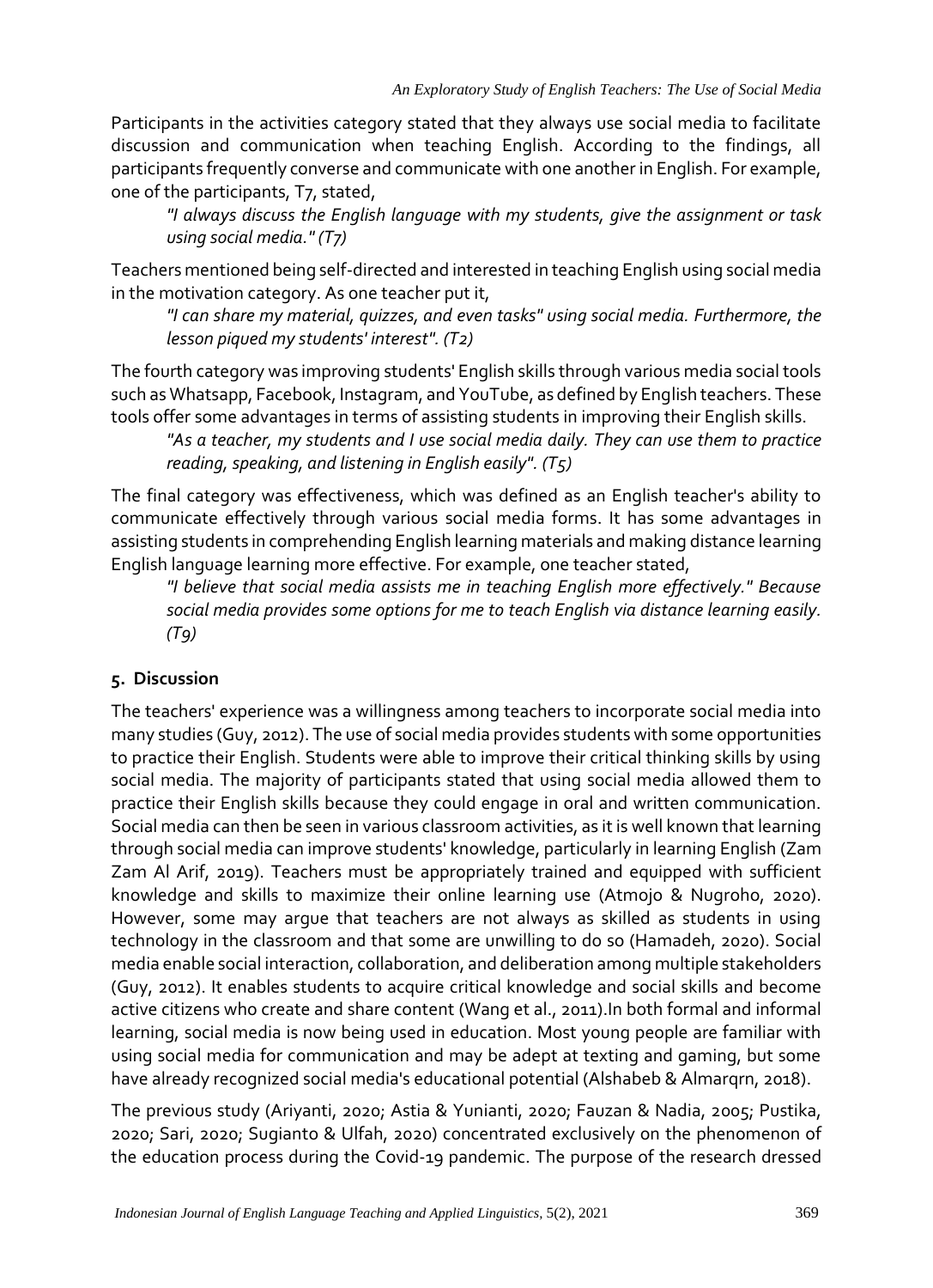Participants in the activities category stated that they always use social media to facilitate discussion and communication when teaching English. According to the findings, all participants frequently converse and communicate with one another in English. For example, one of the participants, T7, stated,

> *"I always discuss the English language with my students, give the assignment or task using social media." (T7)*

Teachers mentioned being self-directed and interested in teaching English using social media in the motivation category. As one teacher put it,

> *"I can share my material, quizzes, and even tasks" using social media. Furthermore, the lesson piqued my students' interest". (T2)*

The fourth category was improving students' English skills through various media social tools such as Whatsapp, Facebook, Instagram, and YouTube, as defined by English teachers. These tools offer some advantages in terms of assisting students in improving their English skills.

> *"As a teacher, my students and I use social media daily. They can use them to practice reading, speaking, and listening in English easily". (T5)*

The final category was effectiveness, which was defined as an English teacher's ability to communicate effectively through various social media forms. It has some advantages in assisting students in comprehending English learning materials and making distance learning English language learning more effective. For example, one teacher stated,

> *"I believe that social media assists me in teaching English more effectively." Because social media provides some options for me to teach English via distance learning easily. (T9)*

## 5. Discussion

The teachers' experience was a willingness among teachers to incorporate social media into many studies (Guy, 2012). The use of social media provides students with some opportunities to practice their English. Students were able to improve their critical thinking skills by using social media. The majority of participants stated that using social media allowed them to practice their English skills because they could engage in oral and written communication. Social media can then be seen in various classroom activities, as it is well known that learning through social media can improve students' knowledge, particularly in learning English (Zam Zam Al Arif, 2019). Teachers must be appropriately trained and equipped with sufficient knowledge and skills to maximize their online learning use (Atmojo & Nugroho, 2020). However, some may argue that teachers are not always as skilled as students in using technology in the classroom and that some are unwilling to do so (Hamadeh, 2020). Social media enable social interaction, collaboration, and deliberation among multiple stakeholders (Guy, 2012). It enables students to acquire critical knowledge and social skills and become active citizens who create and share content (Wang et al., 2011).In both formal and informal learning, social media is now being used in education. Most young people are familiar with using social media for communication and may be adept at texting and gaming, but some have already recognized social media's educational potential (Alshabeb & Almarqrn, 2018).

The previous study (Ariyanti, 2020; Astia & Yunianti, 2020; Fauzan & Nadia, 2005; Pustika, 2020; Sari, 2020; Sugianto & Ulfah, 2020) concentrated exclusively on the phenomenon of the education process during the Covid-19 pandemic. The purpose of the research dressed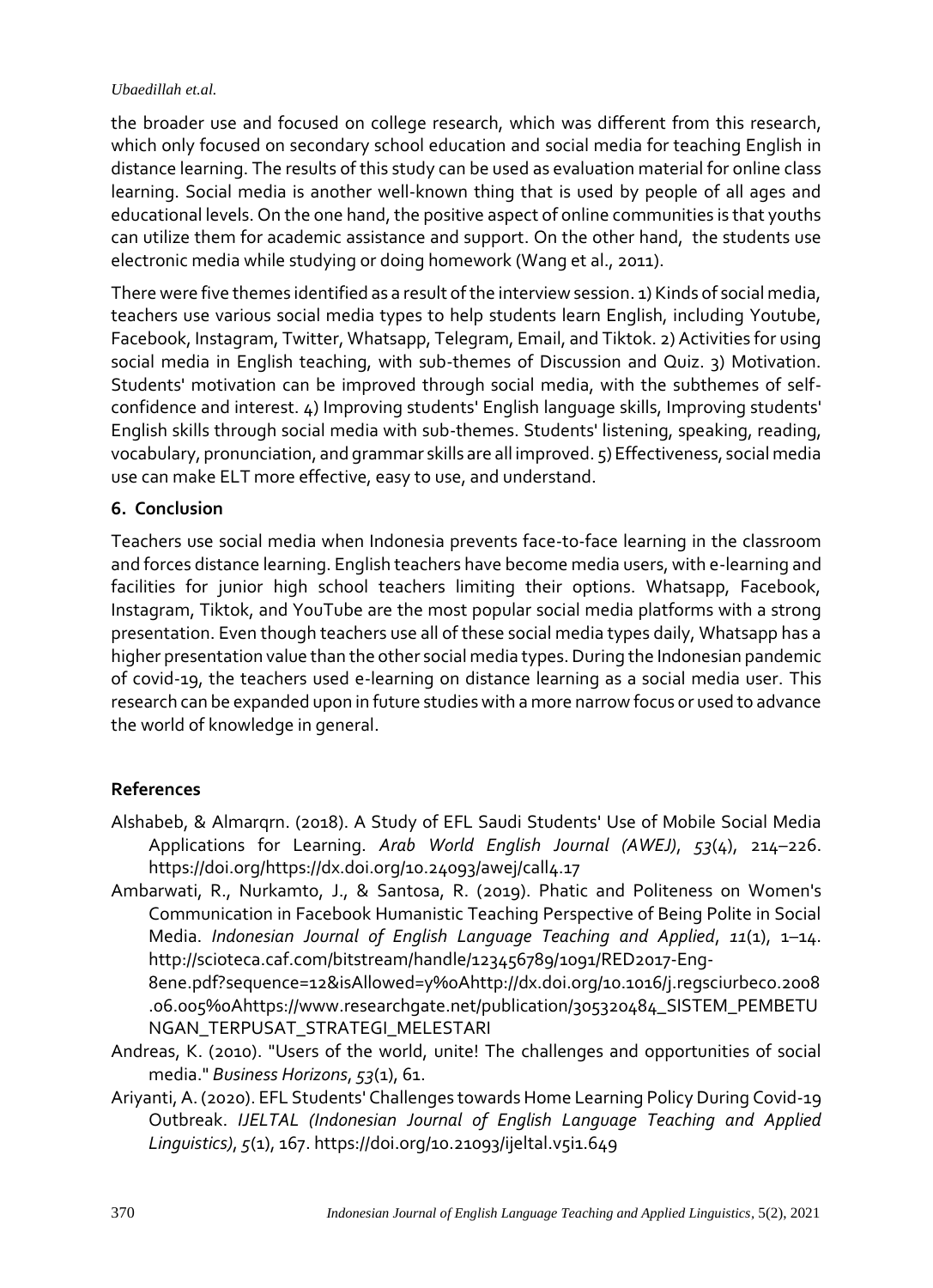the broader use and focused on college research, which was different from this research, which only focused on secondary school education and social media for teaching English in distance learning. The results of this study can be used as evaluation material for online class learning. Social media is another well-known thing that is used by people of all ages and educational levels. On the one hand, the positive aspect of online communities is that youths can utilize them for academic assistance and support. On the other hand, the students use electronic media while studying or doing homework (Wang et al., 2011).

There were five themes identified as a result of the interview session. 1) Kinds of social media, teachers use various social media types to help students learn English, including Youtube, Facebook, Instagram, Twitter, Whatsapp, Telegram, Email, and Tiktok. 2) Activities for using social media in English teaching, with sub-themes of Discussion and Quiz. 3) Motivation. Students' motivation can be improved through social media, with the subthemes of self-confidence and interest. 4) Improving students' English language skills, Improving students' English skills through social media with sub-themes. Students' listening, speaking, reading, vocabulary, pronunciation, and grammar skills are all improved. 5) Effectiveness, social media use can make ELT more effective, easy to use, and understand.

## 6. Conclusion

Teachers use social media when Indonesia prevents face-to-face learning in the classroom and forces distance learning. English teachers have become media users, with e-learning and facilities for junior high school teachers limiting their options. Whatsapp, Facebook, Instagram, Tiktok, and YouTube are the most popular social media platforms with a strong presentation. Even though teachers use all of these social media types daily, Whatsapp has a higher presentation value than the other social media types. During the Indonesian pandemic of covid-19, the teachers used e-learning on distance learning as a social media user. This research can be expanded upon in future studies with a more narrow focus or used to advance the world of knowledge in general.

## References

Alshabeb, & Almarqrn. (2018). A Study of EFL Saudi Students' Use of Mobile Social Media Applications for Learning. *Arab World English Journal (AWEJ)*, *53*(4), 214–226. https://doi.org/https://dx.doi.org/10.24093/awej/call4.17

Ambarwati, R., Nurkamto, J., & Santosa, R. (2019). Phatic and Politeness on Women's Communication in Facebook Humanistic Teaching Perspective of Being Polite in Social Media. *Indonesian Journal of English Language Teaching and Applied*, *11*(1), 1–14. http://scioteca.caf.com/bitstream/handle/123456789/1091/RED2017-Eng-8ene.pdf?sequence=12&isAllowed=y%0Ahttp://dx.doi.org/10.1016/j.regsciurbeco.2008.06.005%0Ahttps://www.researchgate.net/publication/305320484_SISTEM_PEMBETUNGAN_TERPUSAT_STRATEGI_MELESTARI

Andreas, K. (2010). "Users of the world, unite! The challenges and opportunities of social media." *Business Horizons*, *53*(1), 61.

Ariyanti, A. (2020). EFL Students' Challenges towards Home Learning Policy During Covid-19 Outbreak. *IJELTAL (Indonesian Journal of English Language Teaching and Applied Linguistics)*, *5*(1), 167. https://doi.org/10.21093/ijeltal.v5i1.649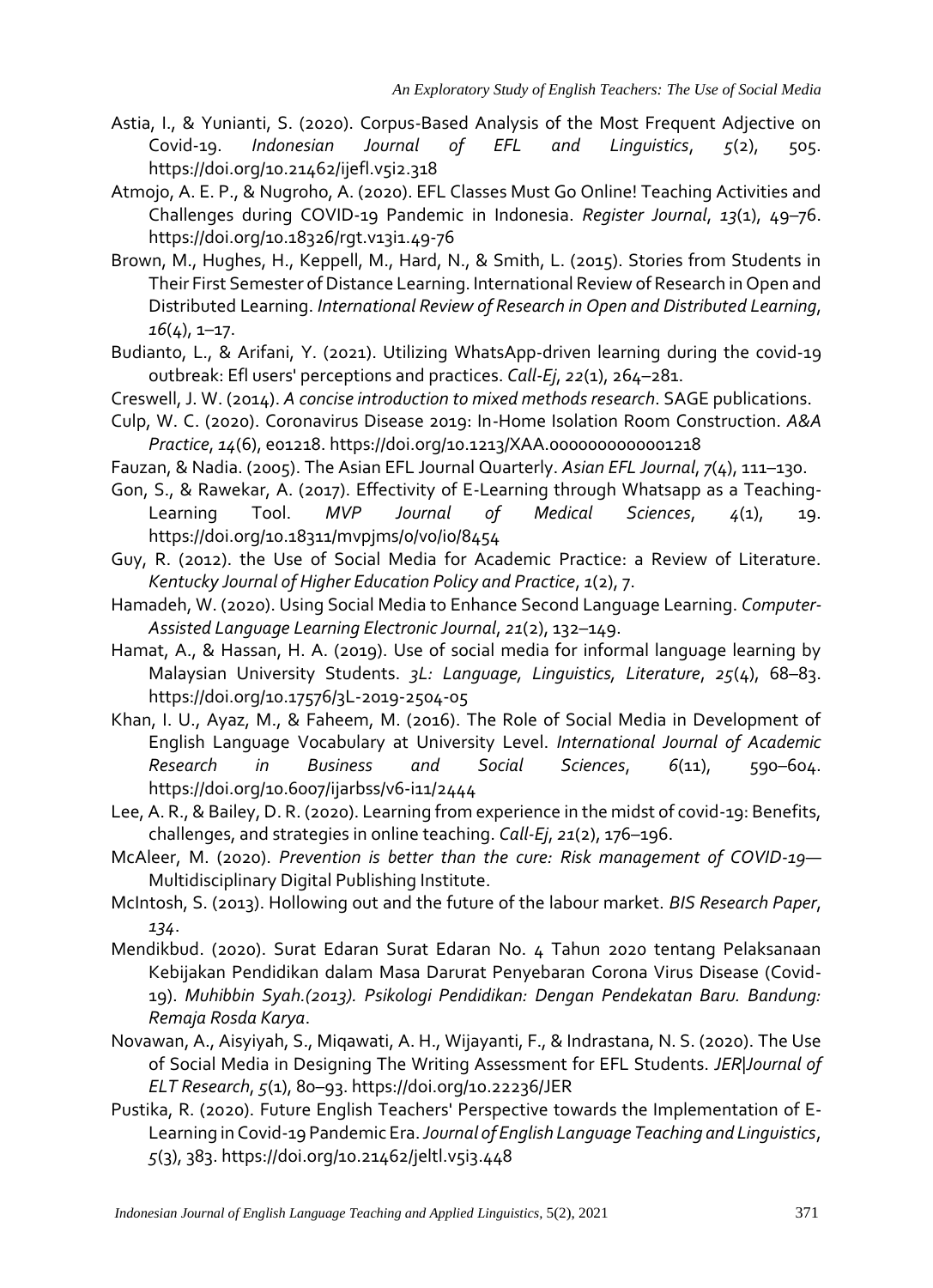Astia, I., & Yunianti, S. (2020). Corpus-Based Analysis of the Most Frequent Adjective on Covid-19. *Indonesian Journal of EFL and Linguistics*, *5*(2), 505. https://doi.org/10.21462/ijefl.v5i2.318

Atmojo, A. E. P., & Nugroho, A. (2020). EFL Classes Must Go Online! Teaching Activities and Challenges during COVID-19 Pandemic in Indonesia. *Register Journal*, *13*(1), 49–76. https://doi.org/10.18326/rgt.v13i1.49-76

Brown, M., Hughes, H., Keppell, M., Hard, N., & Smith, L. (2015). Stories from Students in Their First Semester of Distance Learning. International Review of Research in Open and Distributed Learning. *International Review of Research in Open and Distributed Learning*, *16*(4), 1–17.

Budianto, L., & Arifani, Y. (2021). Utilizing WhatsApp-driven learning during the covid-19 outbreak: Efl users' perceptions and practices. *Call-Ej*, *22*(1), 264–281.

Creswell, J. W. (2014). *A concise introduction to mixed methods research*. SAGE publications.

Culp, W. C. (2020). Coronavirus Disease 2019: In-Home Isolation Room Construction. *A&A Practice*, *14*(6), e01218. https://doi.org/10.1213/XAA.0000000000001218

Fauzan, & Nadia. (2005). The Asian EFL Journal Quarterly. *Asian EFL Journal*, *7*(4), 111–130.

Gon, S., & Rawekar, A. (2017). Effectivity of E-Learning through Whatsapp as a Teaching-Learning Tool. *MVP Journal of Medical Sciences*, *4*(1), 19. https://doi.org/10.18311/mvpjms/0/v0/i0/8454

Guy, R. (2012). the Use of Social Media for Academic Practice: a Review of Literature. *Kentucky Journal of Higher Education Policy and Practice*, *1*(2), 7.

Hamadeh, W. (2020). Using Social Media to Enhance Second Language Learning. *Computer-Assisted Language Learning Electronic Journal*, *21*(2), 132–149.

Hamat, A., & Hassan, H. A. (2019). Use of social media for informal language learning by Malaysian University Students. *3L: Language, Linguistics, Literature*, *25*(4), 68–83. https://doi.org/10.17576/3L-2019-2504-05

Khan, I. U., Ayaz, M., & Faheem, M. (2016). The Role of Social Media in Development of English Language Vocabulary at University Level. *International Journal of Academic Research in Business and Social Sciences*, *6*(11), 590–604. https://doi.org/10.6007/ijarbss/v6-i11/2444

Lee, A. R., & Bailey, D. R. (2020). Learning from experience in the midst of covid-19: Benefits, challenges, and strategies in online teaching. *Call-Ej*, *21*(2), 176–196.

McAleer, M. (2020). *Prevention is better than the cure: Risk management of COVID-19*— Multidisciplinary Digital Publishing Institute.

McIntosh, S. (2013). Hollowing out and the future of the labour market. *BIS Research Paper*, *134*.

Mendikbud. (2020). Surat Edaran Surat Edaran No. 4 Tahun 2020 tentang Pelaksanaan Kebijakan Pendidikan dalam Masa Darurat Penyebaran Corona Virus Disease (Covid-19). *Muhibbin Syah.(2013). Psikologi Pendidikan: Dengan Pendekatan Baru. Bandung: Remaja Rosda Karya*.

Novawan, A., Aisyiyah, S., Miqawati, A. H., Wijayanti, F., & Indrastana, N. S. (2020). The Use of Social Media in Designing The Writing Assessment for EFL Students. *JER|Journal of ELT Research*, *5*(1), 80–93. https://doi.org/10.22236/JER

Pustika, R. (2020). Future English Teachers' Perspective towards the Implementation of E-Learning in Covid-19 Pandemic Era. *Journal of English Language Teaching and Linguistics*, *5*(3), 383. https://doi.org/10.21462/jeltl.v5i3.448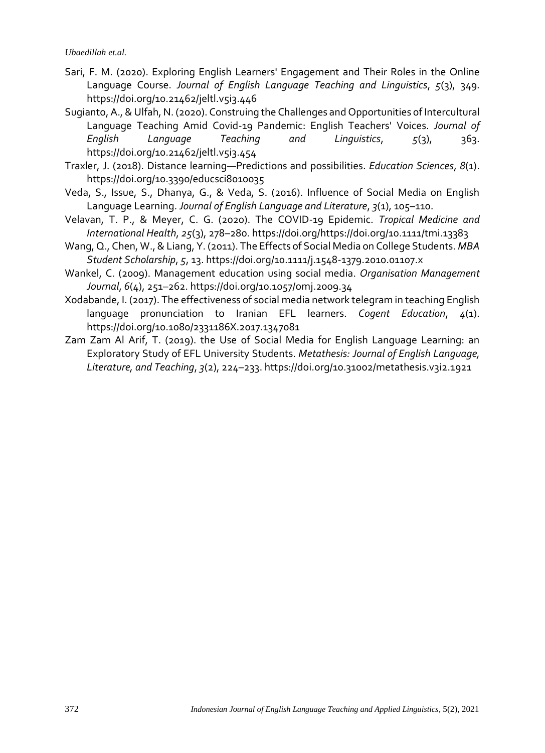Sari, F. M. (2020). Exploring English Learners' Engagement and Their Roles in the Online Language Course. *Journal of English Language Teaching and Linguistics*, *5*(3), 349. https://doi.org/10.21462/jeltl.v5i3.446

Sugianto, A., & Ulfah, N. (2020). Construing the Challenges and Opportunities of Intercultural Language Teaching Amid Covid-19 Pandemic: English Teachers' Voices. *Journal of English Language Teaching and Linguistics*, *5*(3), 363. https://doi.org/10.21462/jeltl.v5i3.454

Traxler, J. (2018). Distance learning—Predictions and possibilities. *Education Sciences*, *8*(1). https://doi.org/10.3390/educsci8010035

Veda, S., Issue, S., Dhanya, G., & Veda, S. (2016). Influence of Social Media on English Language Learning. *Journal of English Language and Literature*, *3*(1), 105–110.

Velavan, T. P., & Meyer, C. G. (2020). The COVID-19 Epidemic. *Tropical Medicine and International Health*, *25*(3), 278–280. https://doi.org/https://doi.org/10.1111/tmi.13383

Wang, Q., Chen, W., & Liang, Y. (2011). The Effects of Social Media on College Students. *MBA Student Scholarship*, *5*, 13. https://doi.org/10.1111/j.1548-1379.2010.01107.x

Wankel, C. (2009). Management education using social media. *Organisation Management Journal*, *6*(4), 251–262. https://doi.org/10.1057/omj.2009.34

Xodabande, I. (2017). The effectiveness of social media network telegram in teaching English language pronunciation to Iranian EFL learners. *Cogent Education*, *4*(1). https://doi.org/10.1080/2331186X.2017.1347081

Zam Zam Al Arif, T. (2019). the Use of Social Media for English Language Learning: an Exploratory Study of EFL University Students. *Metathesis: Journal of English Language, Literature, and Teaching*, *3*(2), 224–233. https://doi.org/10.31002/metathesis.v3i2.1921